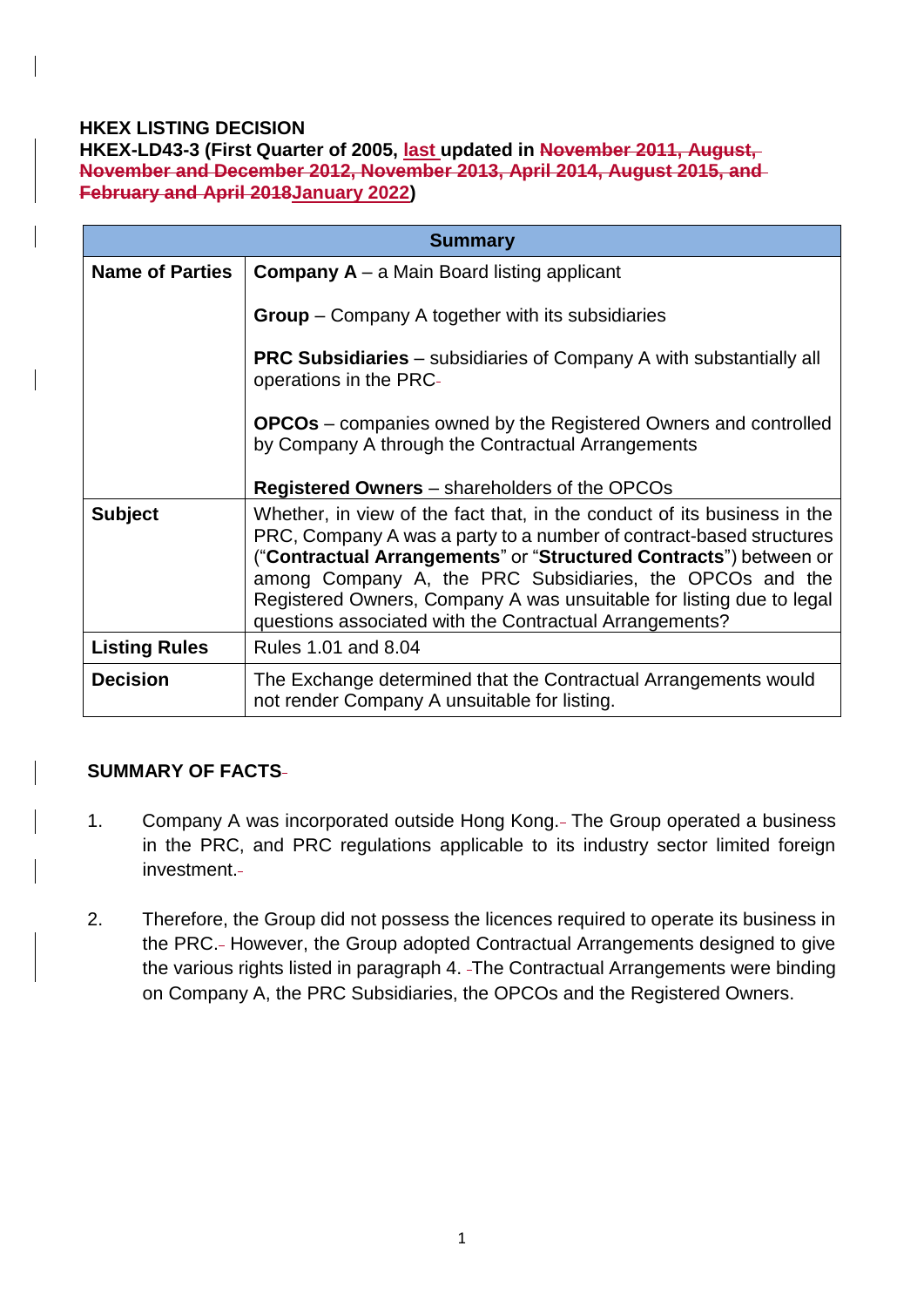**HKEX LISTING DECISION**

**HKEX-LD43-3 (First Quarter of 2005, ~~last~~ updated in ~~November 2011, August, November and December 2012, November 2013, April 2014, August 2015, and February and April 2018~~January 2022)**

| Summary | |
|---|---|
| **Name of Parties** | **Company A** – a Main Board listing applicant<br><br>**Group** – Company A together with its subsidiaries<br><br>**PRC Subsidiaries** – subsidiaries of Company A with substantially all operations in the PRC<br><br>**OPCOs** – companies owned by the Registered Owners and controlled by Company A through the Contractual Arrangements<br><br>**Registered Owners** – shareholders of the OPCOs |
| **Subject** | Whether, in view of the fact that, in the conduct of its business in the PRC, Company A was a party to a number of contract-based structures ("**Contractual Arrangements**" or "**Structured Contracts**") between or among Company A, the PRC Subsidiaries, the OPCOs and the Registered Owners, Company A was unsuitable for listing due to legal questions associated with the Contractual Arrangements? |
| **Listing Rules** | Rules 1.01 and 8.04 |
| **Decision** | The Exchange determined that the Contractual Arrangements would not render Company A unsuitable for listing. |

**SUMMARY OF FACTS**

1. Company A was incorporated outside Hong Kong. The Group operated a business in the PRC, and PRC regulations applicable to its industry sector limited foreign investment.

2. Therefore, the Group did not possess the licences required to operate its business in the PRC. However, the Group adopted Contractual Arrangements designed to give the various rights listed in paragraph 4. The Contractual Arrangements were binding on Company A, the PRC Subsidiaries, the OPCOs and the Registered Owners.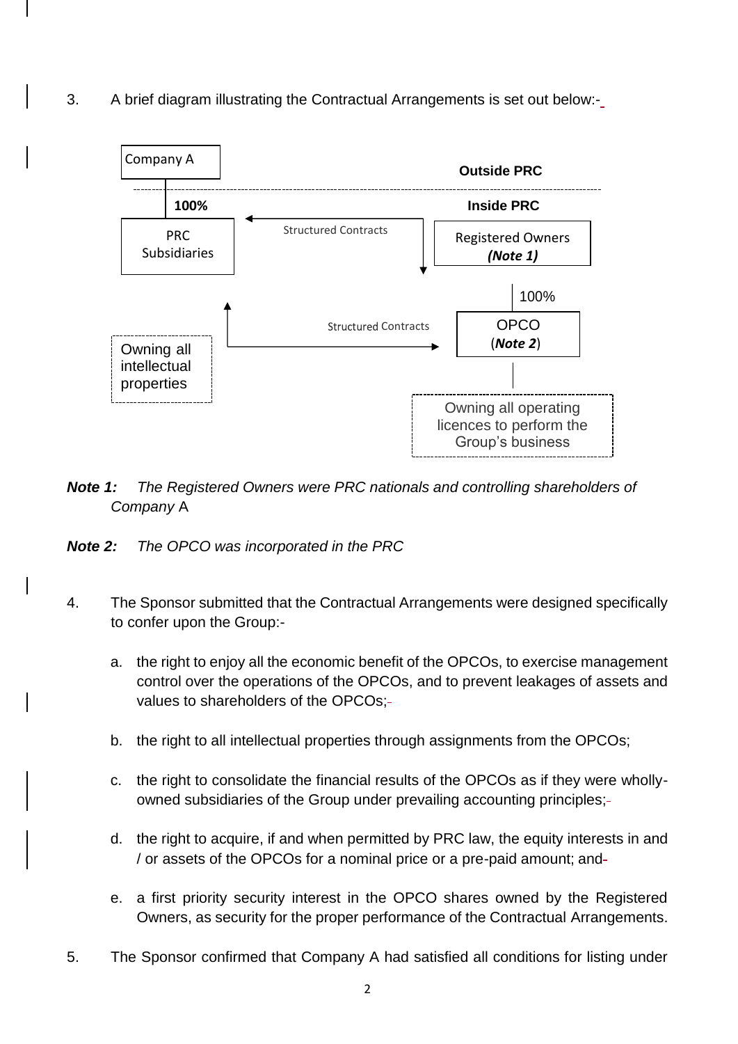3. A brief diagram illustrating the Contractual Arrangements is set out below:-

Company A

Outside PRC

100%

Inside PRC

PRC Subsidiaries

Structured Contracts

Registered Owners *(Note 1)*

100%

OPCO (*Note 2*)

Structured Contracts

Owning all intellectual properties

Owning all operating licences to perform the Group's business

***Note 1:*** *The Registered Owners were PRC nationals and controlling shareholders of Company* A

***Note 2:*** *The OPCO was incorporated in the PRC*

4. The Sponsor submitted that the Contractual Arrangements were designed specifically to confer upon the Group:-

   a. the right to enjoy all the economic benefit of the OPCOs, to exercise management control over the operations of the OPCOs, and to prevent leakages of assets and values to shareholders of the OPCOs;

   b. the right to all intellectual properties through assignments from the OPCOs;

   c. the right to consolidate the financial results of the OPCOs as if they were wholly-owned subsidiaries of the Group under prevailing accounting principles;

   d. the right to acquire, if and when permitted by PRC law, the equity interests in and / or assets of the OPCOs for a nominal price or a pre-paid amount; and

   e. a first priority security interest in the OPCO shares owned by the Registered Owners, as security for the proper performance of the Contractual Arrangements.

5. The Sponsor confirmed that Company A had satisfied all conditions for listing under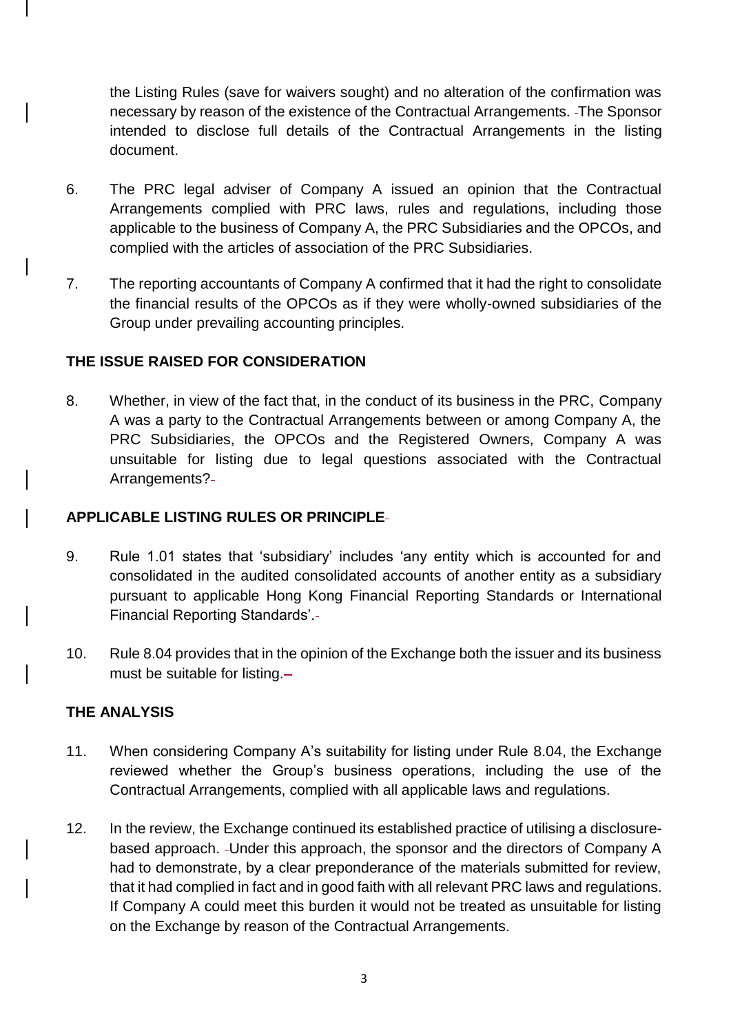the Listing Rules (save for waivers sought) and no alteration of the confirmation was necessary by reason of the existence of the Contractual Arrangements. The Sponsor intended to disclose full details of the Contractual Arrangements in the listing document.

6. The PRC legal adviser of Company A issued an opinion that the Contractual Arrangements complied with PRC laws, rules and regulations, including those applicable to the business of Company A, the PRC Subsidiaries and the OPCOs, and complied with the articles of association of the PRC Subsidiaries.

7. The reporting accountants of Company A confirmed that it had the right to consolidate the financial results of the OPCOs as if they were wholly-owned subsidiaries of the Group under prevailing accounting principles.

**THE ISSUE RAISED FOR CONSIDERATION**

8. Whether, in view of the fact that, in the conduct of its business in the PRC, Company A was a party to the Contractual Arrangements between or among Company A, the PRC Subsidiaries, the OPCOs and the Registered Owners, Company A was unsuitable for listing due to legal questions associated with the Contractual Arrangements?

**APPLICABLE LISTING RULES OR PRINCIPLE**

9. Rule 1.01 states that 'subsidiary' includes 'any entity which is accounted for and consolidated in the audited consolidated accounts of another entity as a subsidiary pursuant to applicable Hong Kong Financial Reporting Standards or International Financial Reporting Standards'.

10. Rule 8.04 provides that in the opinion of the Exchange both the issuer and its business must be suitable for listing.

**THE ANALYSIS**

11. When considering Company A's suitability for listing under Rule 8.04, the Exchange reviewed whether the Group's business operations, including the use of the Contractual Arrangements, complied with all applicable laws and regulations.

12. In the review, the Exchange continued its established practice of utilising a disclosure-based approach. Under this approach, the sponsor and the directors of Company A had to demonstrate, by a clear preponderance of the materials submitted for review, that it had complied in fact and in good faith with all relevant PRC laws and regulations. If Company A could meet this burden it would not be treated as unsuitable for listing on the Exchange by reason of the Contractual Arrangements.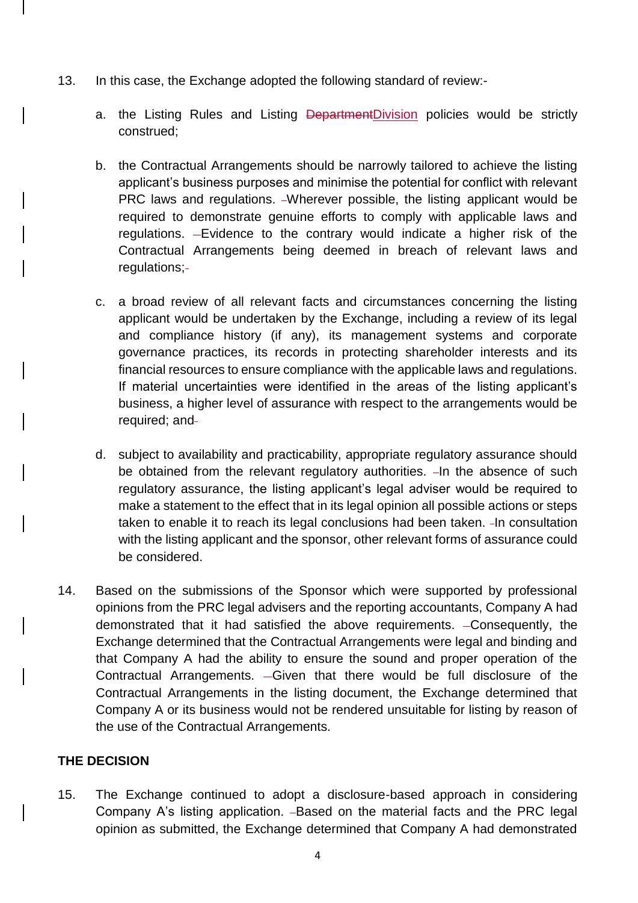13. In this case, the Exchange adopted the following standard of review:-

    a. the Listing Rules and Listing ~~Department~~Division policies would be strictly construed;

    b. the Contractual Arrangements should be narrowly tailored to achieve the listing applicant's business purposes and minimise the potential for conflict with relevant PRC laws and regulations. Wherever possible, the listing applicant would be required to demonstrate genuine efforts to comply with applicable laws and regulations. Evidence to the contrary would indicate a higher risk of the Contractual Arrangements being deemed in breach of relevant laws and regulations;

    c. a broad review of all relevant facts and circumstances concerning the listing applicant would be undertaken by the Exchange, including a review of its legal and compliance history (if any), its management systems and corporate governance practices, its records in protecting shareholder interests and its financial resources to ensure compliance with the applicable laws and regulations. If material uncertainties were identified in the areas of the listing applicant's business, a higher level of assurance with respect to the arrangements would be required; and

    d. subject to availability and practicability, appropriate regulatory assurance should be obtained from the relevant regulatory authorities. In the absence of such regulatory assurance, the listing applicant's legal adviser would be required to make a statement to the effect that in its legal opinion all possible actions or steps taken to enable it to reach its legal conclusions had been taken. In consultation with the listing applicant and the sponsor, other relevant forms of assurance could be considered.

14. Based on the submissions of the Sponsor which were supported by professional opinions from the PRC legal advisers and the reporting accountants, Company A had demonstrated that it had satisfied the above requirements. Consequently, the Exchange determined that the Contractual Arrangements were legal and binding and that Company A had the ability to ensure the sound and proper operation of the Contractual Arrangements. Given that there would be full disclosure of the Contractual Arrangements in the listing document, the Exchange determined that Company A or its business would not be rendered unsuitable for listing by reason of the use of the Contractual Arrangements.

**THE DECISION**

15. The Exchange continued to adopt a disclosure-based approach in considering Company A's listing application. Based on the material facts and the PRC legal opinion as submitted, the Exchange determined that Company A had demonstrated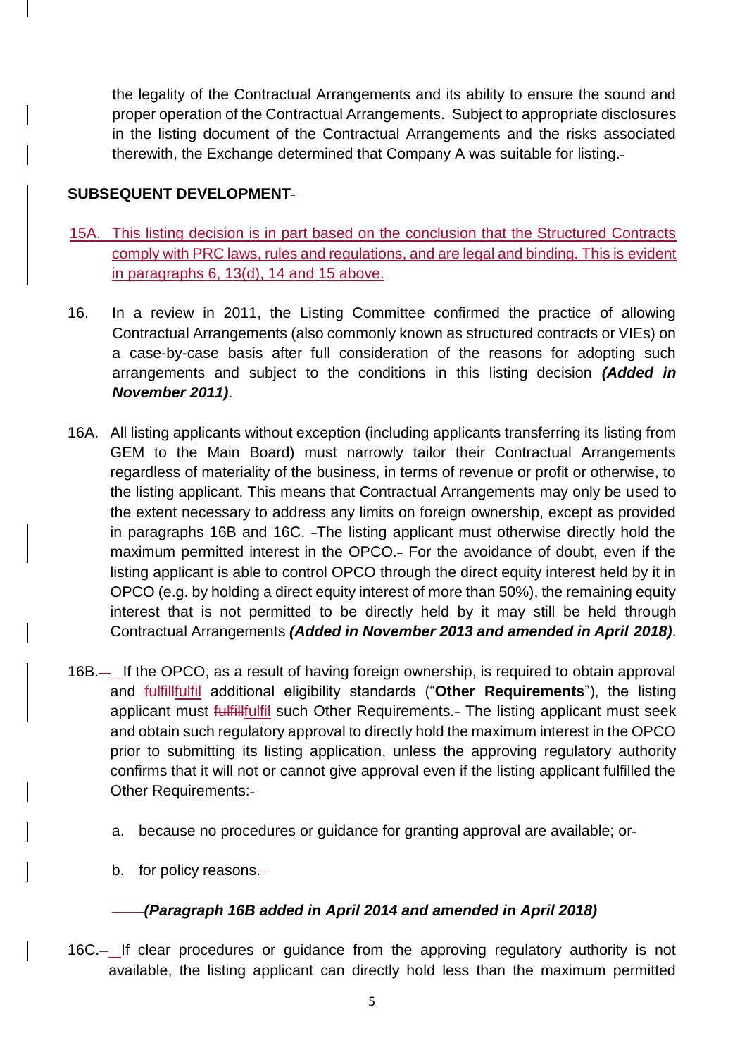the legality of the Contractual Arrangements and its ability to ensure the sound and proper operation of the Contractual Arrangements. Subject to appropriate disclosures in the listing document of the Contractual Arrangements and the risks associated therewith, the Exchange determined that Company A was suitable for listing.

**SUBSEQUENT DEVELOPMENT**

15A. This listing decision is in part based on the conclusion that the Structured Contracts comply with PRC laws, rules and regulations, and are legal and binding. This is evident in paragraphs 6, 13(d), 14 and 15 above.

16. In a review in 2011, the Listing Committee confirmed the practice of allowing Contractual Arrangements (also commonly known as structured contracts or VIEs) on a case-by-case basis after full consideration of the reasons for adopting such arrangements and subject to the conditions in this listing decision ***(Added in November 2011)***.

16A. All listing applicants without exception (including applicants transferring its listing from GEM to the Main Board) must narrowly tailor their Contractual Arrangements regardless of materiality of the business, in terms of revenue or profit or otherwise, to the listing applicant. This means that Contractual Arrangements may only be used to the extent necessary to address any limits on foreign ownership, except as provided in paragraphs 16B and 16C. The listing applicant must otherwise directly hold the maximum permitted interest in the OPCO. For the avoidance of doubt, even if the listing applicant is able to control OPCO through the direct equity interest held by it in OPCO (e.g. by holding a direct equity interest of more than 50%), the remaining equity interest that is not permitted to be directly held by it may still be held through Contractual Arrangements ***(Added in November 2013 and amended in April 2018)***.

16B. If the OPCO, as a result of having foreign ownership, is required to obtain approval and fulfil additional eligibility standards ("**Other Requirements**"), the listing applicant must fulfil such Other Requirements. The listing applicant must seek and obtain such regulatory approval to directly hold the maximum interest in the OPCO prior to submitting its listing application, unless the approving regulatory authority confirms that it will not or cannot give approval even if the listing applicant fulfilled the Other Requirements:

a. because no procedures or guidance for granting approval are available; or

b. for policy reasons.

***(Paragraph 16B added in April 2014 and amended in April 2018)***

16C. If clear procedures or guidance from the approving regulatory authority is not available, the listing applicant can directly hold less than the maximum permitted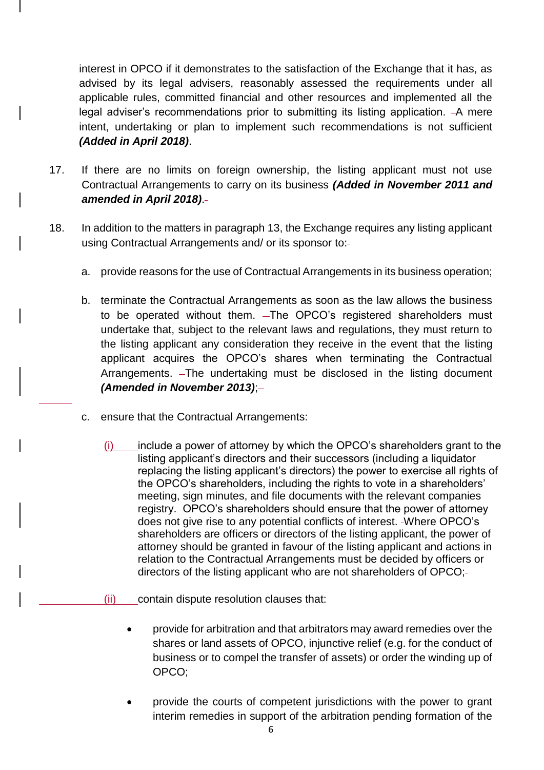interest in OPCO if it demonstrates to the satisfaction of the Exchange that it has, as advised by its legal advisers, reasonably assessed the requirements under all applicable rules, committed financial and other resources and implemented all the legal adviser's recommendations prior to submitting its listing application. A mere intent, undertaking or plan to implement such recommendations is not sufficient ***(Added in April 2018)***.

17. If there are no limits on foreign ownership, the listing applicant must not use Contractual Arrangements to carry on its business ***(Added in November 2011 and amended in April 2018)***.

18. In addition to the matters in paragraph 13, the Exchange requires any listing applicant using Contractual Arrangements and/ or its sponsor to:

    a. provide reasons for the use of Contractual Arrangements in its business operation;

    b. terminate the Contractual Arrangements as soon as the law allows the business to be operated without them. The OPCO's registered shareholders must undertake that, subject to the relevant laws and regulations, they must return to the listing applicant any consideration they receive in the event that the listing applicant acquires the OPCO's shares when terminating the Contractual Arrangements. The undertaking must be disclosed in the listing document ***(Amended in November 2013)***;

    c. ensure that the Contractual Arrangements:

        (i) include a power of attorney by which the OPCO's shareholders grant to the listing applicant's directors and their successors (including a liquidator replacing the listing applicant's directors) the power to exercise all rights of the OPCO's shareholders, including the rights to vote in a shareholders' meeting, sign minutes, and file documents with the relevant companies registry. OPCO's shareholders should ensure that the power of attorney does not give rise to any potential conflicts of interest. Where OPCO's shareholders are officers or directors of the listing applicant, the power of attorney should be granted in favour of the listing applicant and actions in relation to the Contractual Arrangements must be decided by officers or directors of the listing applicant who are not shareholders of OPCO;

        (ii) contain dispute resolution clauses that:

            - provide for arbitration and that arbitrators may award remedies over the shares or land assets of OPCO, injunctive relief (e.g. for the conduct of business or to compel the transfer of assets) or order the winding up of OPCO;

            - provide the courts of competent jurisdictions with the power to grant interim remedies in support of the arbitration pending formation of the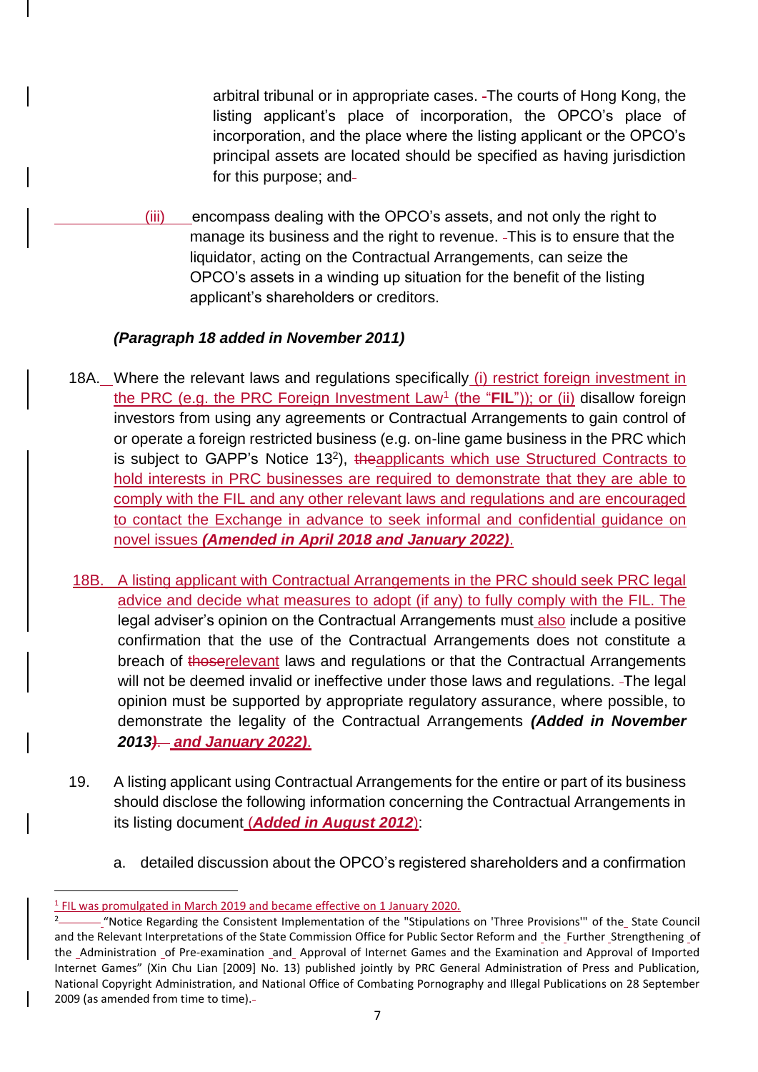arbitrary tribunal or in appropriate cases. The courts of Hong Kong, the listing applicant's place of incorporation, the OPCO's place of incorporation, and the place where the listing applicant or the OPCO's principal assets are located should be specified as having jurisdiction for this purpose; and

(iii) encompass dealing with the OPCO's assets, and not only the right to manage its business and the right to revenue. This is to ensure that the liquidator, acting on the Contractual Arrangements, can seize the OPCO's assets in a winding up situation for the benefit of the listing applicant's shareholders or creditors.

***(Paragraph 18 added in November 2011)***

18A. Where the relevant laws and regulations specifically (i) restrict foreign investment in the PRC (e.g. the PRC Foreign Investment Law[1] (the "**FIL**")); or (ii) disallow foreign investors from using any agreements or Contractual Arrangements to gain control of or operate a foreign restricted business (e.g. on-line game business in the PRC which is subject to GAPP's Notice 13[2]), ~~the~~applicants which use Structured Contracts to hold interests in PRC businesses are required to demonstrate that they are able to comply with the FIL and any other relevant laws and regulations and are encouraged to contact the Exchange in advance to seek informal and confidential guidance on novel issues ***(Amended in April 2018 and January 2022)***.

18B. A listing applicant with Contractual Arrangements in the PRC should seek PRC legal advice and decide what measures to adopt (if any) to fully comply with the FIL. The legal adviser's opinion on the Contractual Arrangements must also include a positive confirmation that the use of the Contractual Arrangements does not constitute a breach of ~~those~~relevant laws and regulations or that the Contractual Arrangements will not be deemed invalid or ineffective under those laws and regulations. The legal opinion must be supported by appropriate regulatory assurance, where possible, to demonstrate the legality of the Contractual Arrangements ***(Added in November 2013~~)~~. and January 2022)***.

19. A listing applicant using Contractual Arrangements for the entire or part of its business should disclose the following information concerning the Contractual Arrangements in its listing document (***Added in August 2012***):

a. detailed discussion about the OPCO's registered shareholders and a confirmation

---

[1] FIL was promulgated in March 2019 and became effective on 1 January 2020.

[2] "Notice Regarding the Consistent Implementation of the "Stipulations on 'Three Provisions'" of the State Council and the Relevant Interpretations of the State Commission Office for Public Sector Reform and the Further Strengthening of the Administration of Pre-examination and Approval of Internet Games and the Examination and Approval of Imported Internet Games" (Xin Chu Lian [2009] No. 13) published jointly by PRC General Administration of Press and Publication, National Copyright Administration, and National Office of Combating Pornography and Illegal Publications on 28 September 2009 (as amended from time to time).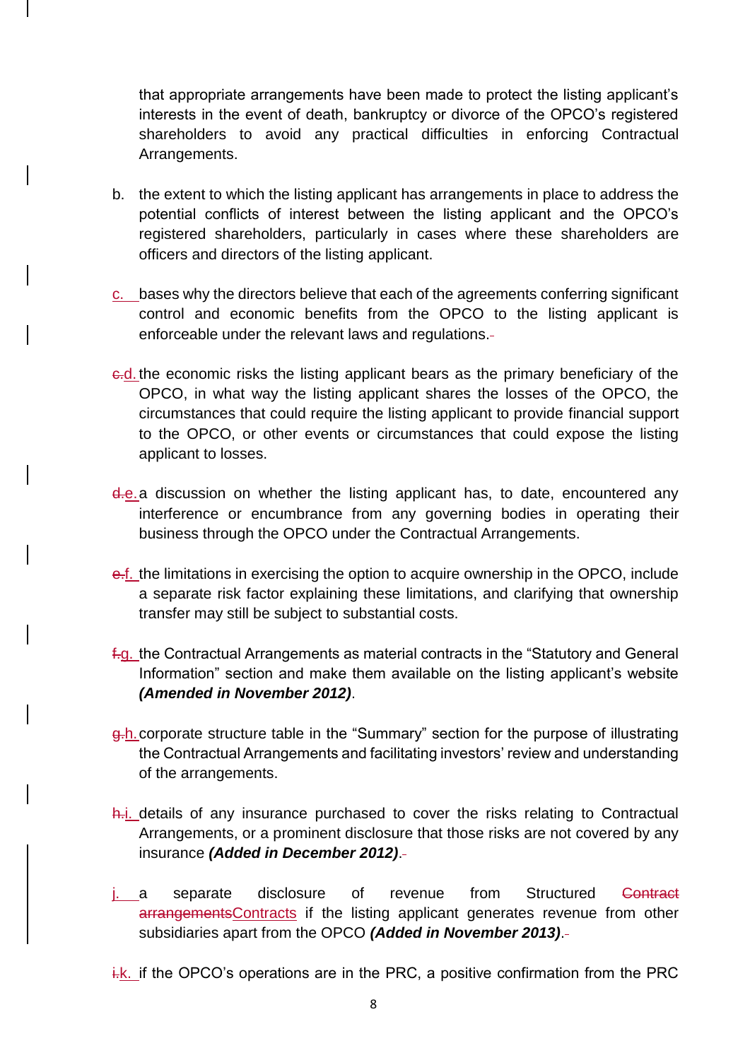that appropriate arrangements have been made to protect the listing applicant's interests in the event of death, bankruptcy or divorce of the OPCO's registered shareholders to avoid any practical difficulties in enforcing Contractual Arrangements.

b. the extent to which the listing applicant has arrangements in place to address the potential conflicts of interest between the listing applicant and the OPCO's registered shareholders, particularly in cases where these shareholders are officers and directors of the listing applicant.

c. bases why the directors believe that each of the agreements conferring significant control and economic benefits from the OPCO to the listing applicant is enforceable under the relevant laws and regulations.

~~c.~~d. the economic risks the listing applicant bears as the primary beneficiary of the OPCO, in what way the listing applicant shares the losses of the OPCO, the circumstances that could require the listing applicant to provide financial support to the OPCO, or other events or circumstances that could expose the listing applicant to losses.

~~d.~~e. a discussion on whether the listing applicant has, to date, encountered any interference or encumbrance from any governing bodies in operating their business through the OPCO under the Contractual Arrangements.

~~e.~~f. the limitations in exercising the option to acquire ownership in the OPCO, include a separate risk factor explaining these limitations, and clarifying that ownership transfer may still be subject to substantial costs.

~~f.~~g. the Contractual Arrangements as material contracts in the "Statutory and General Information" section and make them available on the listing applicant's website ***(Amended in November 2012)***.

~~g.~~h. corporate structure table in the "Summary" section for the purpose of illustrating the Contractual Arrangements and facilitating investors' review and understanding of the arrangements.

~~h.~~i. details of any insurance purchased to cover the risks relating to Contractual Arrangements, or a prominent disclosure that those risks are not covered by any insurance ***(Added in December 2012)***.

j. a separate disclosure of revenue from Structured ~~Contract arrangements~~Contracts if the listing applicant generates revenue from other subsidiaries apart from the OPCO ***(Added in November 2013)***.

~~i.~~k. if the OPCO's operations are in the PRC, a positive confirmation from the PRC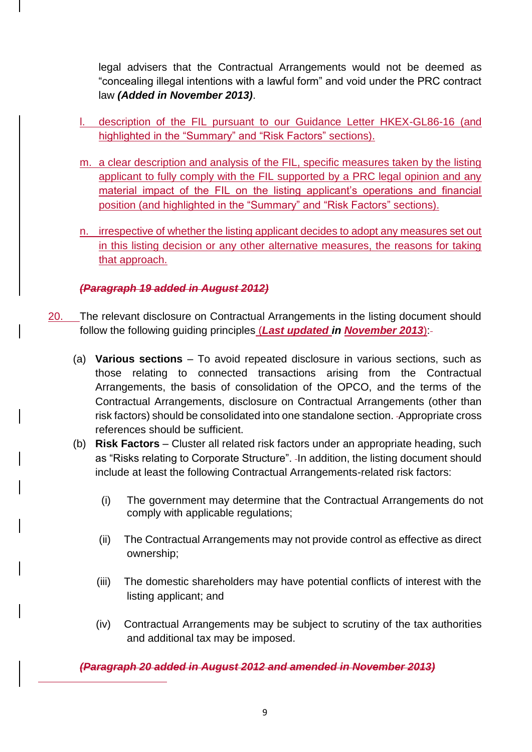legal advisers that the Contractual Arrangements would not be deemed as "concealing illegal intentions with a lawful form" and void under the PRC contract law ***(Added in November 2013)***.

l. description of the FIL pursuant to our Guidance Letter HKEX-GL86-16 (and highlighted in the "Summary" and "Risk Factors" sections).

m. a clear description and analysis of the FIL, specific measures taken by the listing applicant to fully comply with the FIL supported by a PRC legal opinion and any material impact of the FIL on the listing applicant's operations and financial position (and highlighted in the "Summary" and "Risk Factors" sections).

n. irrespective of whether the listing applicant decides to adopt any measures set out in this listing decision or any other alternative measures, the reasons for taking that approach.

***(Paragraph 19 added in August 2012)***

20. The relevant disclosure on Contractual Arrangements in the listing document should follow the following guiding principles (***Last updated in November 2013***):

(a) **Various sections** – To avoid repeated disclosure in various sections, such as those relating to connected transactions arising from the Contractual Arrangements, the basis of consolidation of the OPCO, and the terms of the Contractual Arrangements, disclosure on Contractual Arrangements (other than risk factors) should be consolidated into one standalone section. Appropriate cross references should be sufficient.

(b) **Risk Factors** – Cluster all related risk factors under an appropriate heading, such as "Risks relating to Corporate Structure". In addition, the listing document should include at least the following Contractual Arrangements-related risk factors:

   (i) The government may determine that the Contractual Arrangements do not comply with applicable regulations;

   (ii) The Contractual Arrangements may not provide control as effective as direct ownership;

   (iii) The domestic shareholders may have potential conflicts of interest with the listing applicant; and

   (iv) Contractual Arrangements may be subject to scrutiny of the tax authorities and additional tax may be imposed.

***(Paragraph 20 added in August 2012 and amended in November 2013)***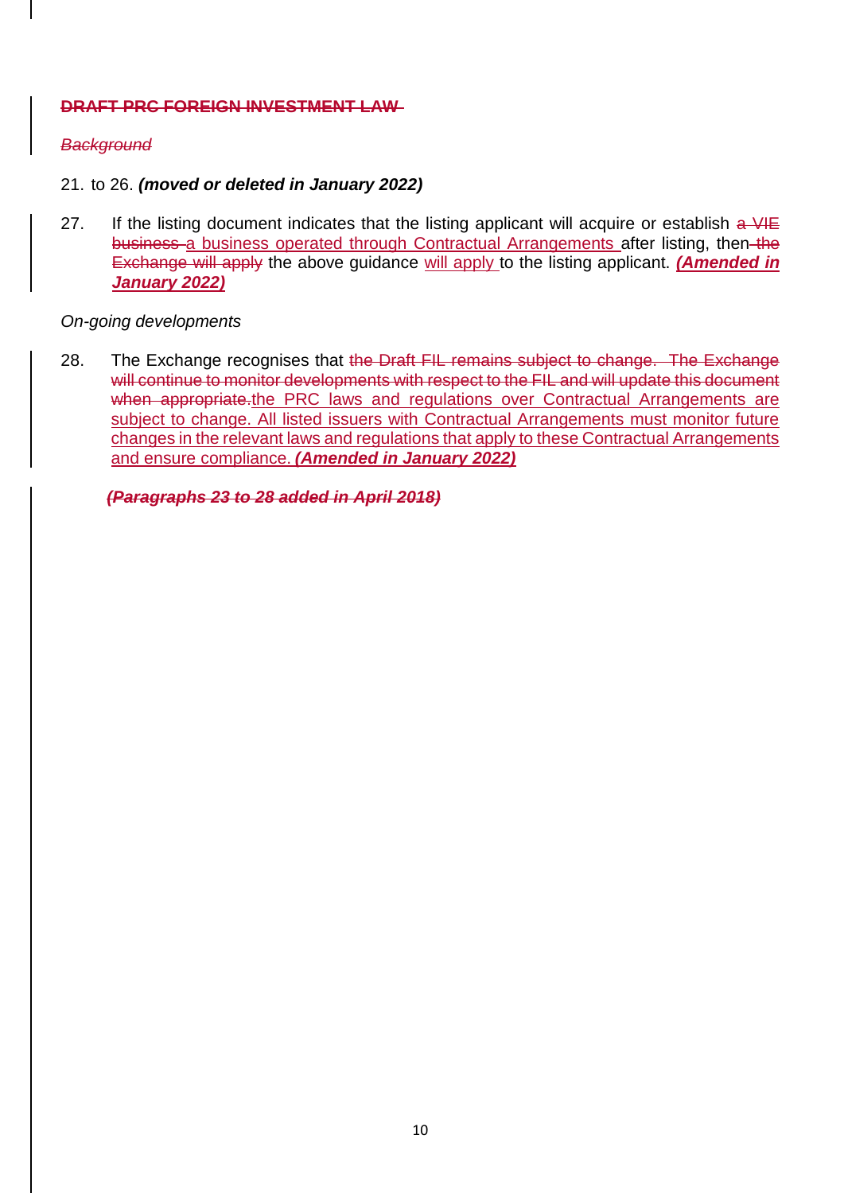~~**DRAFT PRC FOREIGN INVESTMENT LAW**~~

~~*Background*~~

21. to 26. ***(moved or deleted in January 2022)***

27. If the listing document indicates that the listing applicant will acquire or establish ~~a VIE business~~ a business operated through Contractual Arrangements after listing, then ~~the Exchange will apply~~ the above guidance will apply to the listing applicant. ***(Amended in January 2022)***

*On-going developments*

28. The Exchange recognises that ~~the Draft FIL remains subject to change. The Exchange will continue to monitor developments with respect to the FIL and will update this document when appropriate.~~ the PRC laws and regulations over Contractual Arrangements are subject to change. All listed issuers with Contractual Arrangements must monitor future changes in the relevant laws and regulations that apply to these Contractual Arrangements and ensure compliance. ***(Amended in January 2022)***

~~***(Paragraphs 23 to 28 added in April 2018)***~~